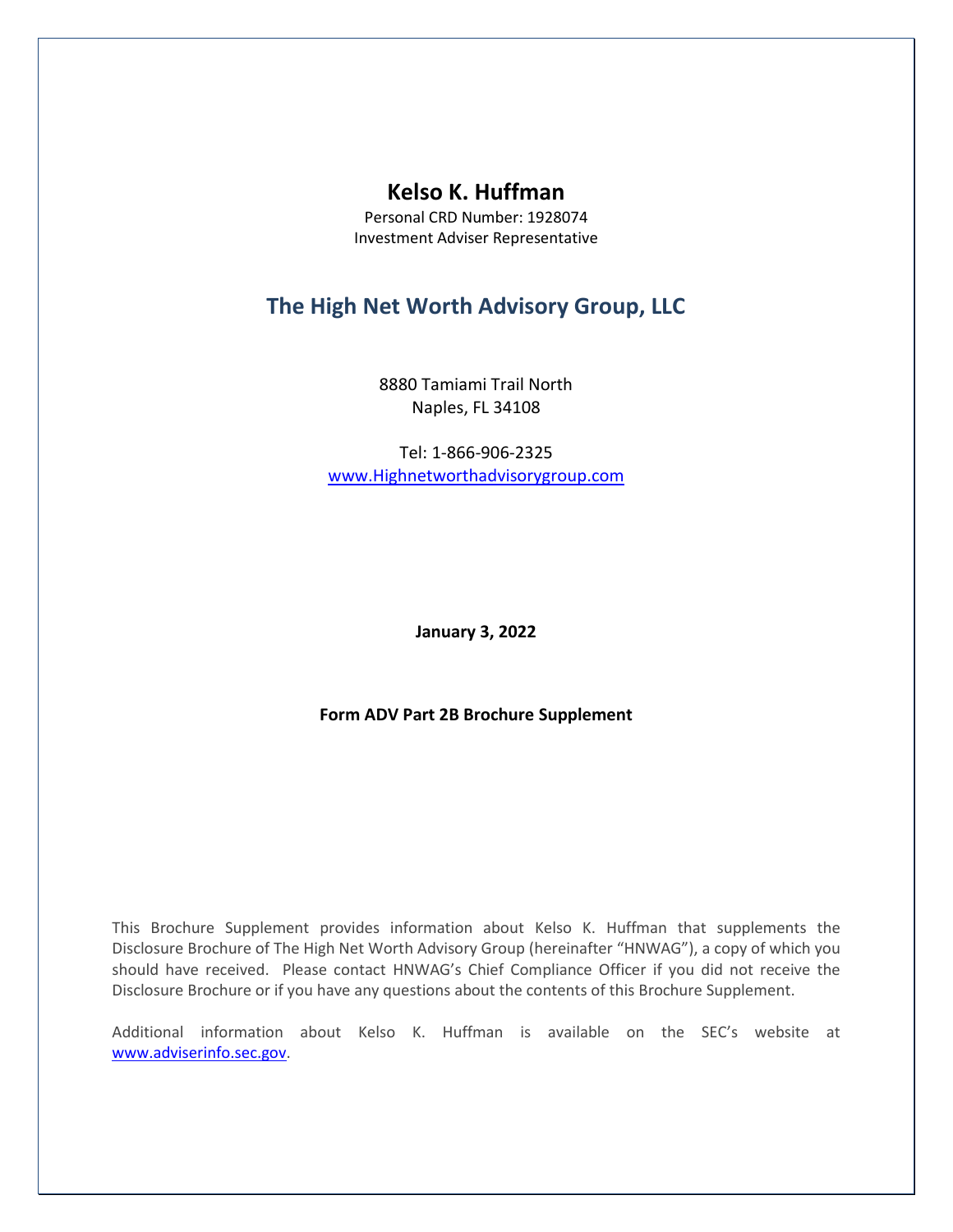# Kelso K. Huffman

Personal CRD Number: 1928074

Investment Adviser Representative

## The High Net Worth Advisory Group, LLC

8880 Tamiami Trail North

Naples, FL 34108

Tel: 1-866-906-2325

www.Highnetworthadvisorygroup.com

**January 3, 2022**

**Form ADV Part 2B Brochure Supplement**

This Brochure Supplement provides information about Kelso K. Huffman that supplements the Disclosure Brochure of The High Net Worth Advisory Group (hereinafter "HNWAG"), a copy of which you should have received. Please contact HNWAG's Chief Compliance Officer if you did not receive the Disclosure Brochure or if you have any questions about the contents of this Brochure Supplement.

Additional information about Kelso K. Huffman is available on the SEC's website at www.adviserinfo.sec.gov.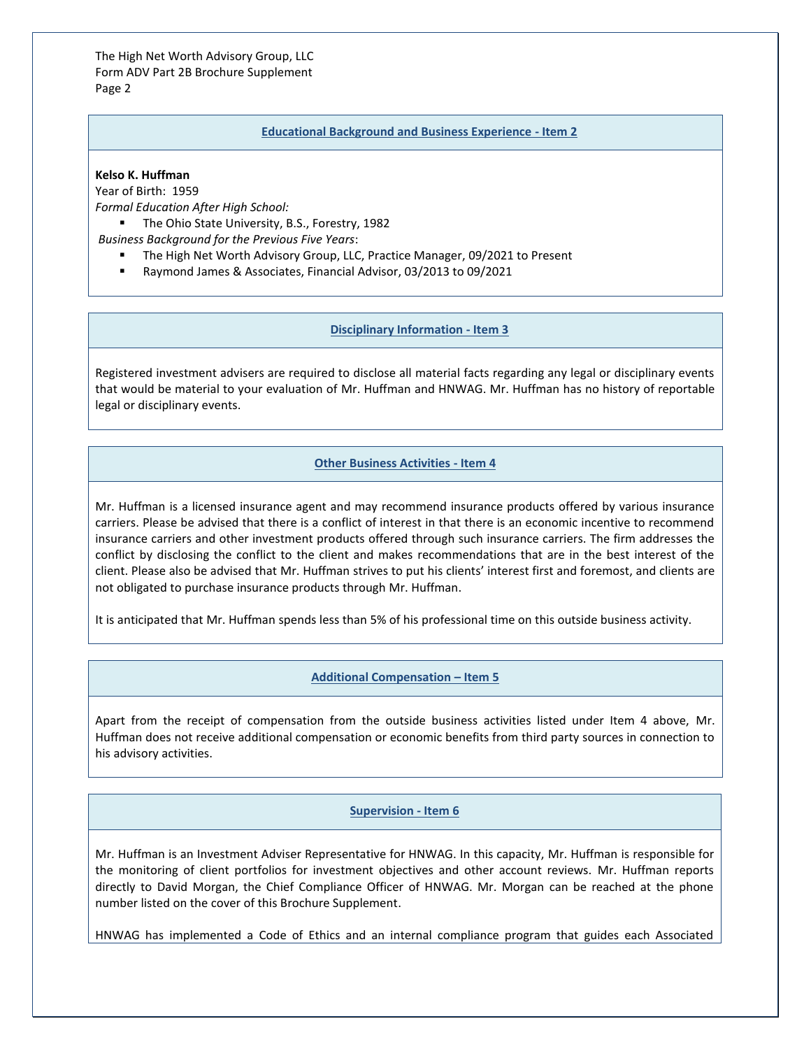## Educational Background and Business Experience - Item 2

**Kelso K. Huffman**
Year of Birth: 1959
*Formal Education After High School:*

- The Ohio State University, B.S., Forestry, 1982

*Business Background for the Previous Five Years*:

- The High Net Worth Advisory Group, LLC, Practice Manager, 09/2021 to Present
- Raymond James & Associates, Financial Advisor, 03/2013 to 09/2021

## Disciplinary Information - Item 3

Registered investment advisers are required to disclose all material facts regarding any legal or disciplinary events that would be material to your evaluation of Mr. Huffman and HNWAG. Mr. Huffman has no history of reportable legal or disciplinary events.

## Other Business Activities - Item 4

Mr. Huffman is a licensed insurance agent and may recommend insurance products offered by various insurance carriers. Please be advised that there is a conflict of interest in that there is an economic incentive to recommend insurance carriers and other investment products offered through such insurance carriers. The firm addresses the conflict by disclosing the conflict to the client and makes recommendations that are in the best interest of the client. Please also be advised that Mr. Huffman strives to put his clients' interest first and foremost, and clients are not obligated to purchase insurance products through Mr. Huffman.

It is anticipated that Mr. Huffman spends less than 5% of his professional time on this outside business activity.

## Additional Compensation – Item 5

Apart from the receipt of compensation from the outside business activities listed under Item 4 above, Mr. Huffman does not receive additional compensation or economic benefits from third party sources in connection to his advisory activities.

## Supervision - Item 6

Mr. Huffman is an Investment Adviser Representative for HNWAG. In this capacity, Mr. Huffman is responsible for the monitoring of client portfolios for investment objectives and other account reviews. Mr. Huffman reports directly to David Morgan, the Chief Compliance Officer of HNWAG. Mr. Morgan can be reached at the phone number listed on the cover of this Brochure Supplement.

HNWAG has implemented a Code of Ethics and an internal compliance program that guides each Associated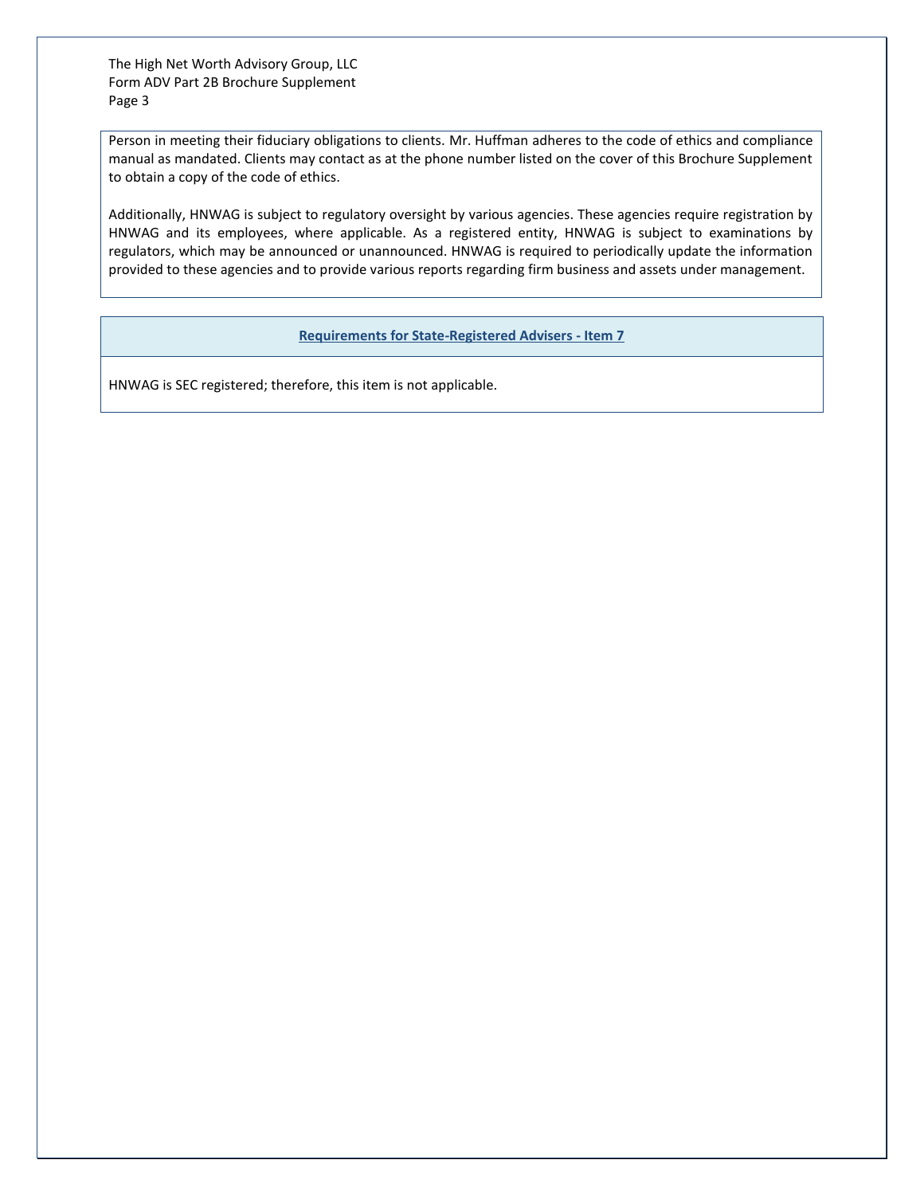Person in meeting their fiduciary obligations to clients. Mr. Huffman adheres to the code of ethics and compliance manual as mandated. Clients may contact as at the phone number listed on the cover of this Brochure Supplement to obtain a copy of the code of ethics.

Additionally, HNWAG is subject to regulatory oversight by various agencies. These agencies require registration by HNWAG and its employees, where applicable. As a registered entity, HNWAG is subject to examinations by regulators, which may be announced or unannounced. HNWAG is required to periodically update the information provided to these agencies and to provide various reports regarding firm business and assets under management.

## Requirements for State-Registered Advisers - Item 7

HNWAG is SEC registered; therefore, this item is not applicable.